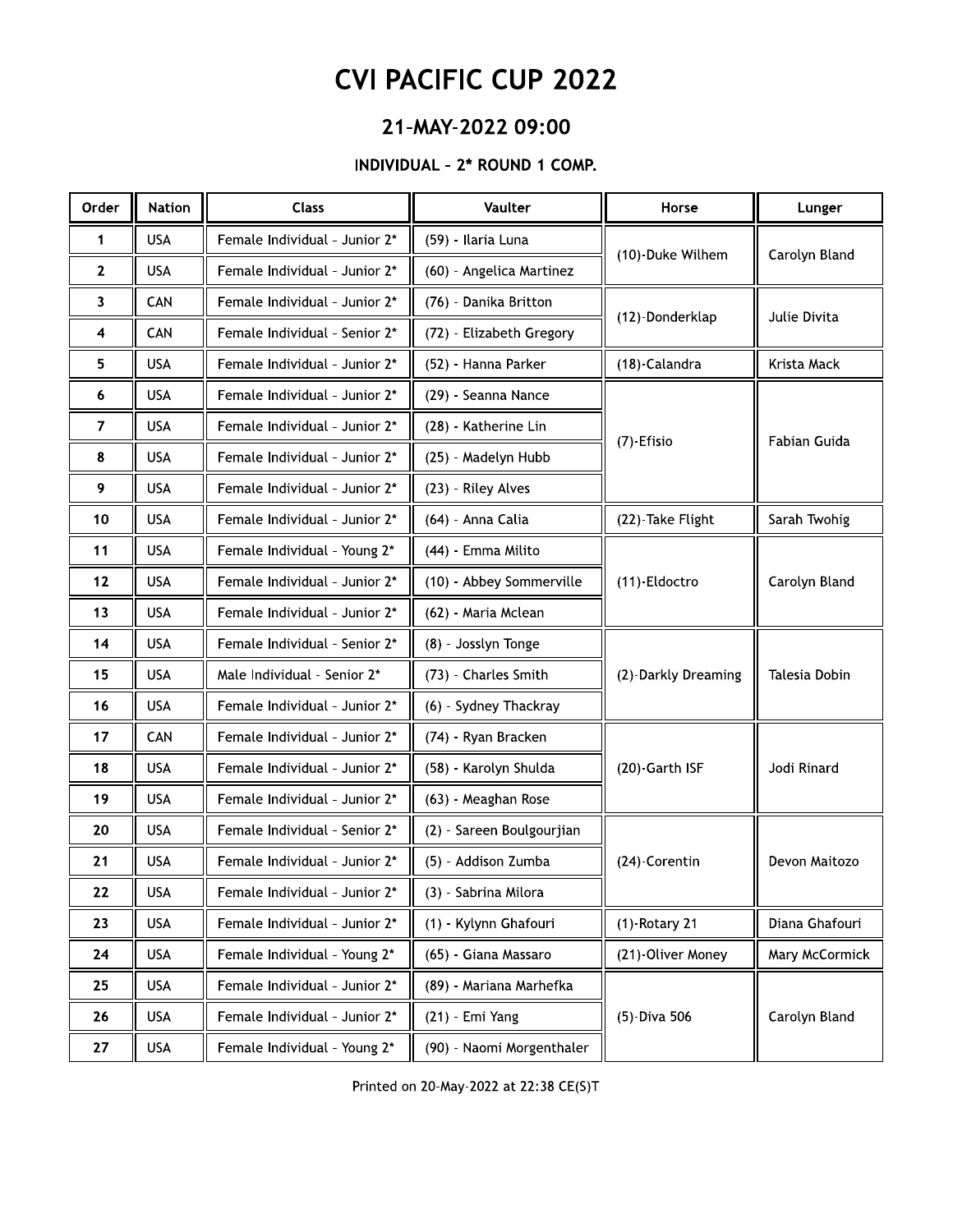# CVI PACIFIC CUP 2022

## 21-MAY-2022 09:00

### INDIVIDUAL - 2* ROUND 1 COMP.

| Order | Nation | Class | Vaulter | Horse | Lunger |
|---|---|---|---|---|---|
| 1 | USA | Female Individual - Junior 2* | (59) - Ilaria Luna | (10)-Duke Wilhem | Carolyn Bland |
| 2 | USA | Female Individual - Junior 2* | (60) - Angelica Martinez | | |
| 3 | CAN | Female Individual - Junior 2* | (76) - Danika Britton | (12)-Donderklap | Julie Divita |
| 4 | CAN | Female Individual - Senior 2* | (72) - Elizabeth Gregory | | |
| 5 | USA | Female Individual - Junior 2* | (52) - Hanna Parker | (18)-Calandra | Krista Mack |
| 6 | USA | Female Individual - Junior 2* | (29) - Seanna Nance | (7)-Efisio | Fabian Guida |
| 7 | USA | Female Individual - Junior 2* | (28) - Katherine Lin | | |
| 8 | USA | Female Individual - Junior 2* | (25) - Madelyn Hubb | | |
| 9 | USA | Female Individual - Junior 2* | (23) - Riley Alves | | |
| 10 | USA | Female Individual - Junior 2* | (64) - Anna Calia | (22)-Take Flight | Sarah Twohig |
| 11 | USA | Female Individual - Young 2* | (44) - Emma Milito | (11)-Eldoctro | Carolyn Bland |
| 12 | USA | Female Individual - Junior 2* | (10) - Abbey Sommerville | | |
| 13 | USA | Female Individual - Junior 2* | (62) - Maria Mclean | | |
| 14 | USA | Female Individual - Senior 2* | (8) - Josslyn Tonge | (2)-Darkly Dreaming | Talesia Dobin |
| 15 | USA | Male Individual - Senior 2* | (73) - Charles Smith | | |
| 16 | USA | Female Individual - Junior 2* | (6) - Sydney Thackray | | |
| 17 | CAN | Female Individual - Junior 2* | (74) - Ryan Bracken | (20)-Garth ISF | Jodi Rinard |
| 18 | USA | Female Individual - Junior 2* | (58) - Karolyn Shulda | | |
| 19 | USA | Female Individual - Junior 2* | (63) - Meaghan Rose | | |
| 20 | USA | Female Individual - Senior 2* | (2) - Sareen Boulgourjian | (24)-Corentin | Devon Maitozo |
| 21 | USA | Female Individual - Junior 2* | (5) - Addison Zumba | | |
| 22 | USA | Female Individual - Junior 2* | (3) - Sabrina Milora | | |
| 23 | USA | Female Individual - Junior 2* | (1) - Kylynn Ghafouri | (1)-Rotary 21 | Diana Ghafouri |
| 24 | USA | Female Individual - Young 2* | (65) - Giana Massaro | (21)-Oliver Money | Mary McCormick |
| 25 | USA | Female Individual - Junior 2* | (89) - Mariana Marhefka | (5)-Diva 506 | Carolyn Bland |
| 26 | USA | Female Individual - Junior 2* | (21) - Emi Yang | | |
| 27 | USA | Female Individual - Young 2* | (90) - Naomi Morgenthaler | | |

Printed on 20-May-2022 at 22:38 CE(S)T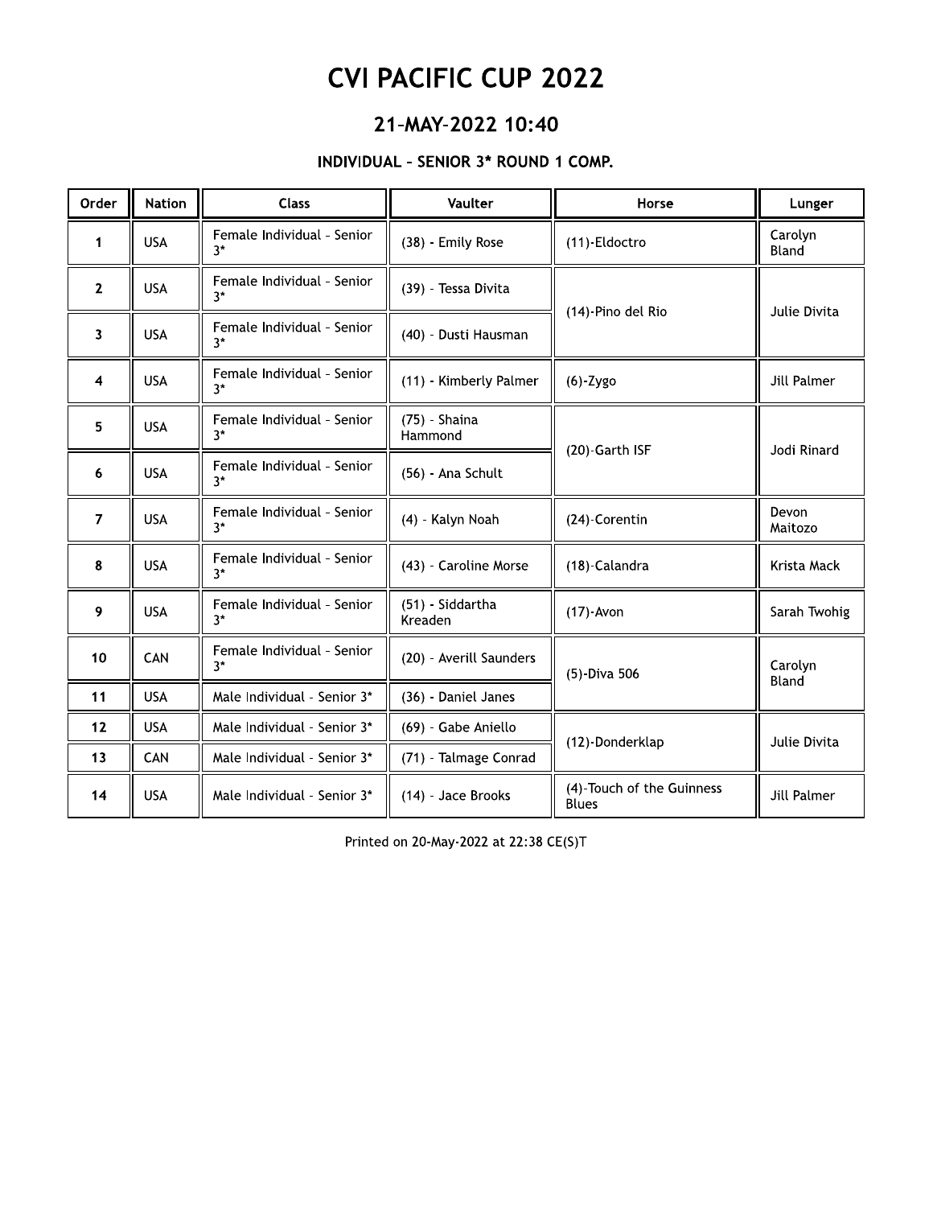# CVI PACIFIC CUP 2022

## 21-MAY-2022 10:40

### INDIVIDUAL - SENIOR 3* ROUND 1 COMP.

| Order | Nation | Class | Vaulter | Horse | Lunger |
|---|---|---|---|---|---|
| 1 | USA | Female Individual - Senior 3* | (38) - Emily Rose | (11)-Eldoctro | Carolyn Bland |
| 2 | USA | Female Individual - Senior 3* | (39) - Tessa Divita | (14)-Pino del Rio | Julie Divita |
| 3 | USA | Female Individual - Senior 3* | (40) - Dusti Hausman | | |
| 4 | USA | Female Individual - Senior 3* | (11) - Kimberly Palmer | (6)-Zygo | Jill Palmer |
| 5 | USA | Female Individual - Senior 3* | (75) - Shaina Hammond | (20)-Garth ISF | Jodi Rinard |
| 6 | USA | Female Individual - Senior 3* | (56) - Ana Schult | | |
| 7 | USA | Female Individual - Senior 3* | (4) - Kalyn Noah | (24)-Corentin | Devon Maitozo |
| 8 | USA | Female Individual - Senior 3* | (43) - Caroline Morse | (18)-Calandra | Krista Mack |
| 9 | USA | Female Individual - Senior 3* | (51) - Siddartha Kreaden | (17)-Avon | Sarah Twohig |
| 10 | CAN | Female Individual - Senior 3* | (20) - Averill Saunders | (5)-Diva 506 | Carolyn Bland |
| 11 | USA | Male Individual - Senior 3* | (36) - Daniel Janes | | |
| 12 | USA | Male Individual - Senior 3* | (69) - Gabe Aniello | (12)-Donderklap | Julie Divita |
| 13 | CAN | Male Individual - Senior 3* | (71) - Talmage Conrad | | |
| 14 | USA | Male Individual - Senior 3* | (14) - Jace Brooks | (4)-Touch of the Guinness Blues | Jill Palmer |

Printed on 20-May-2022 at 22:38 CE(S)T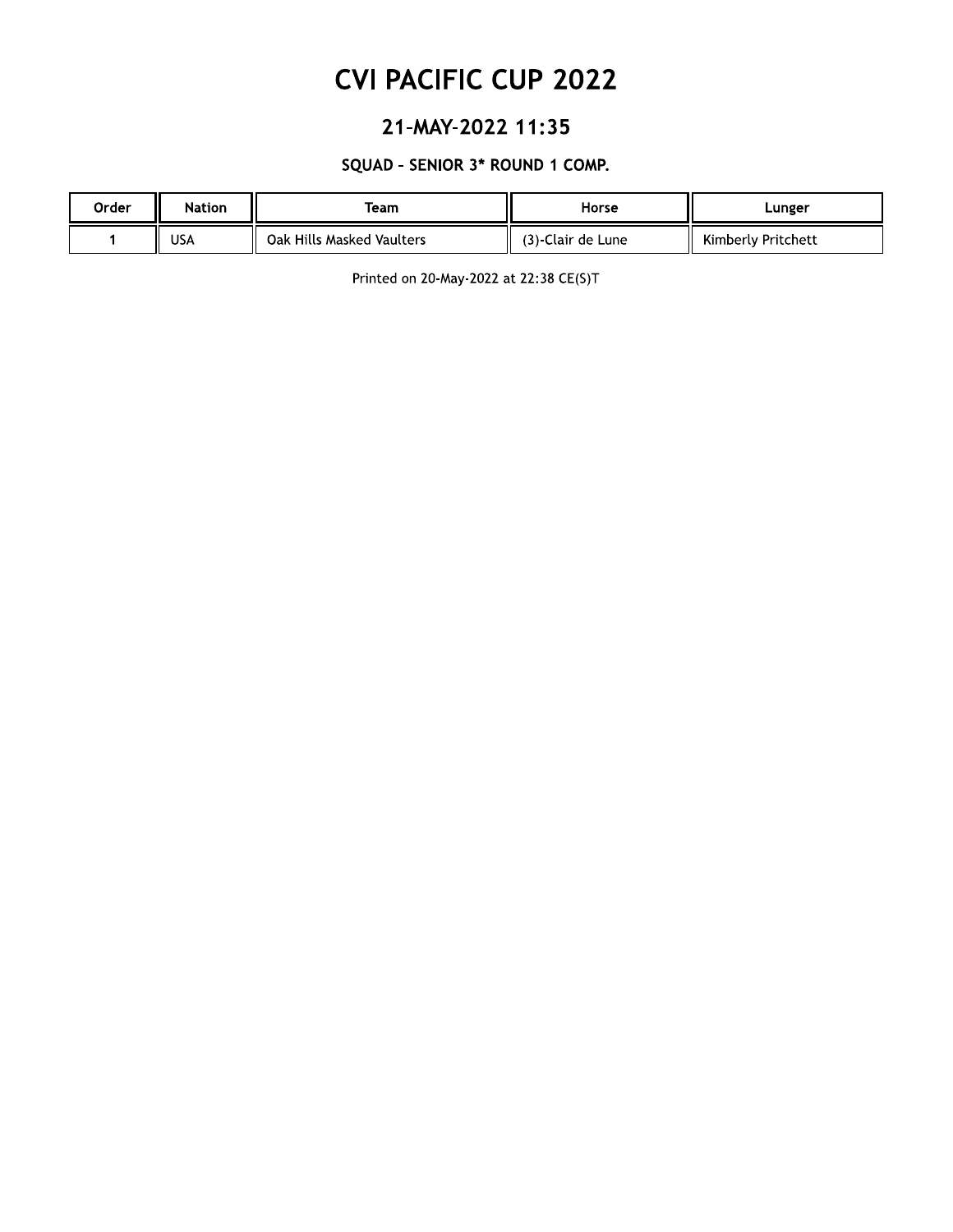# CVI PACIFIC CUP 2022

## 21-MAY-2022 11:35

### SQUAD - SENIOR 3* ROUND 1 COMP.

| Order | Nation | Team | Horse | Lunger |
|---|---|---|---|---|
| 1 | USA | Oak Hills Masked Vaulters | (3)-Clair de Lune | Kimberly Pritchett |

Printed on 20-May-2022 at 22:38 CE(S)T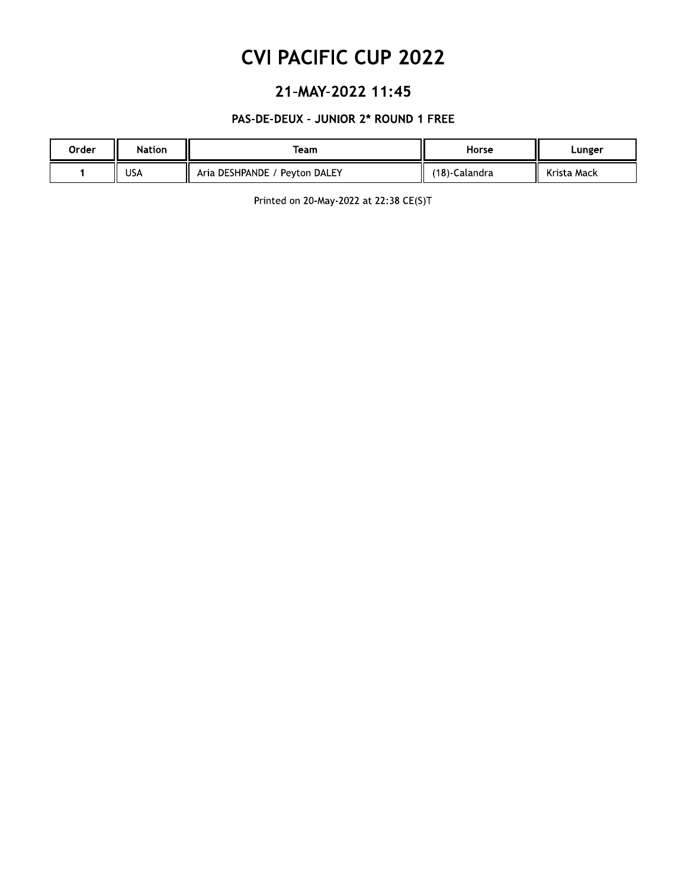# CVI PACIFIC CUP 2022

## 21-MAY-2022 11:45

### PAS-DE-DEUX - JUNIOR 2* ROUND 1 FREE

| Order | Nation | Team | Horse | Lunger |
|---|---|---|---|---|
| 1 | USA | Aria DESHPANDE / Peyton DALEY | (18)-Calandra | Krista Mack |

Printed on 20-May-2022 at 22:38 CE(S)T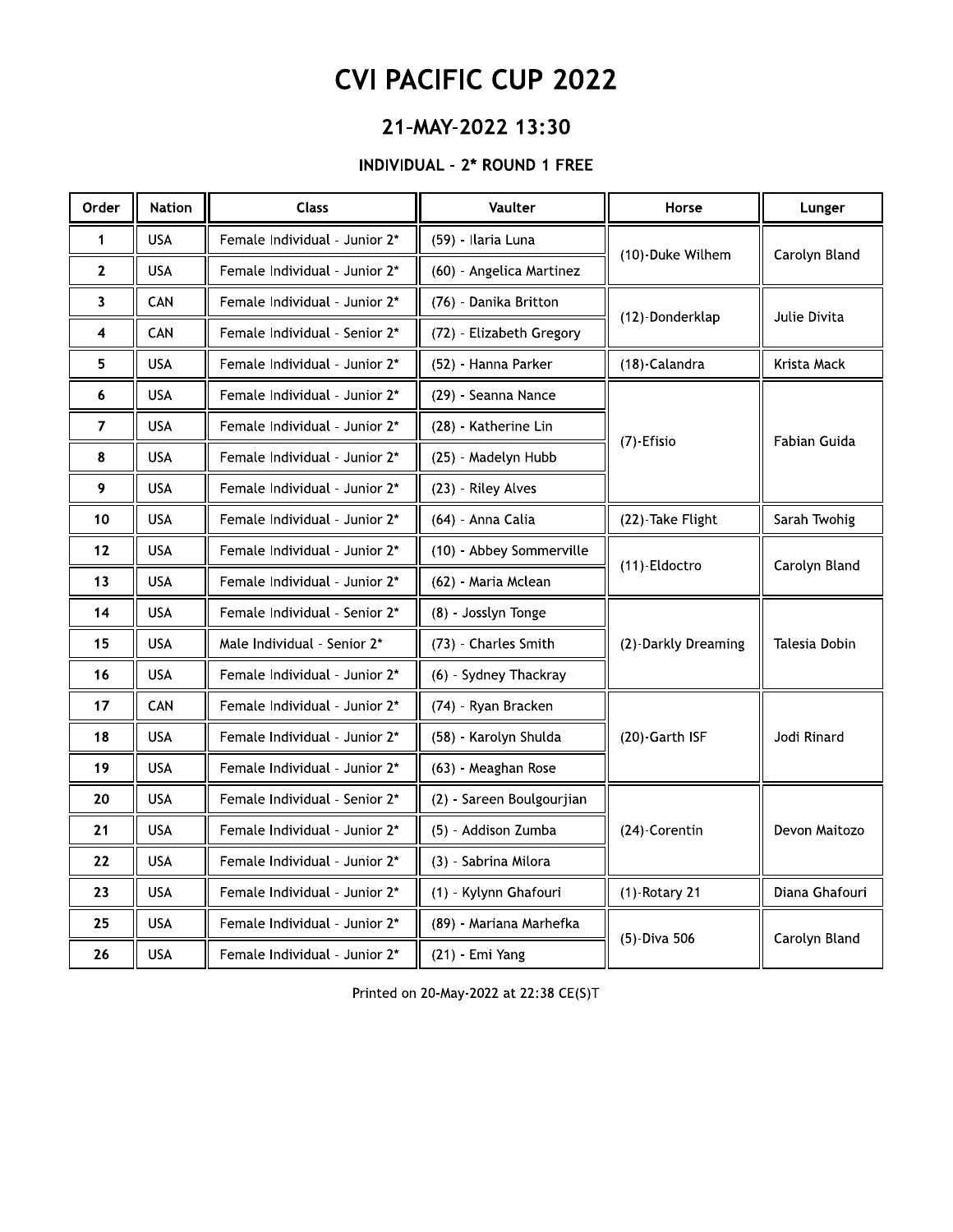# CVI PACIFIC CUP 2022

## 21-MAY-2022 13:30

### INDIVIDUAL - 2* ROUND 1 FREE

| Order | Nation | Class | Vaulter | Horse | Lunger |
|---|---|---|---|---|---|
| 1 | USA | Female Individual - Junior 2* | (59) - Ilaria Luna | (10)-Duke Wilhem | Carolyn Bland |
| 2 | USA | Female Individual - Junior 2* | (60) - Angelica Martinez | | |
| 3 | CAN | Female Individual - Junior 2* | (76) - Danika Britton | (12)-Donderklap | Julie Divita |
| 4 | CAN | Female Individual - Senior 2* | (72) - Elizabeth Gregory | | |
| 5 | USA | Female Individual - Junior 2* | (52) - Hanna Parker | (18)-Calandra | Krista Mack |
| 6 | USA | Female Individual - Junior 2* | (29) - Seanna Nance | (7)-Efisio | Fabian Guida |
| 7 | USA | Female Individual - Junior 2* | (28) - Katherine Lin | | |
| 8 | USA | Female Individual - Junior 2* | (25) - Madelyn Hubb | | |
| 9 | USA | Female Individual - Junior 2* | (23) - Riley Alves | | |
| 10 | USA | Female Individual - Junior 2* | (64) - Anna Calia | (22)-Take Flight | Sarah Twohig |
| 12 | USA | Female Individual - Junior 2* | (10) - Abbey Sommerville | (11)-Eldoctro | Carolyn Bland |
| 13 | USA | Female Individual - Junior 2* | (62) - Maria Mclean | | |
| 14 | USA | Female Individual - Senior 2* | (8) - Josslyn Tonge | (2)-Darkly Dreaming | Talesia Dobin |
| 15 | USA | Male Individual - Senior 2* | (73) - Charles Smith | | |
| 16 | USA | Female Individual - Junior 2* | (6) - Sydney Thackray | | |
| 17 | CAN | Female Individual - Junior 2* | (74) - Ryan Bracken | (20)-Garth ISF | Jodi Rinard |
| 18 | USA | Female Individual - Junior 2* | (58) - Karolyn Shulda | | |
| 19 | USA | Female Individual - Junior 2* | (63) - Meaghan Rose | | |
| 20 | USA | Female Individual - Senior 2* | (2) - Sareen Boulgourjian | (24)-Corentin | Devon Maitozo |
| 21 | USA | Female Individual - Junior 2* | (5) - Addison Zumba | | |
| 22 | USA | Female Individual - Junior 2* | (3) - Sabrina Milora | | |
| 23 | USA | Female Individual - Junior 2* | (1) - Kylynn Ghafouri | (1)-Rotary 21 | Diana Ghafouri |
| 25 | USA | Female Individual - Junior 2* | (89) - Mariana Marhefka | (5)-Diva 506 | Carolyn Bland |
| 26 | USA | Female Individual - Junior 2* | (21) - Emi Yang | | |

Printed on 20-May-2022 at 22:38 CE(S)T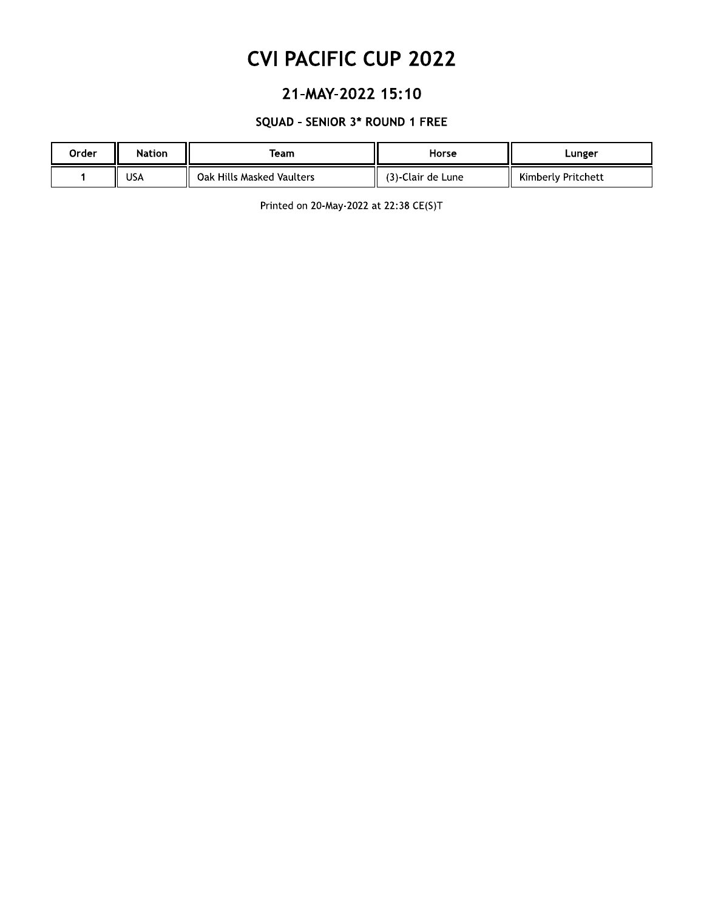# CVI PACIFIC CUP 2022

## 21-MAY-2022 15:10

### SQUAD - SENIOR 3* ROUND 1 FREE

| Order | Nation | Team | Horse | Lunger |
|---|---|---|---|---|
| 1 | USA | Oak Hills Masked Vaulters | (3)-Clair de Lune | Kimberly Pritchett |

Printed on 20-May-2022 at 22:38 CE(S)T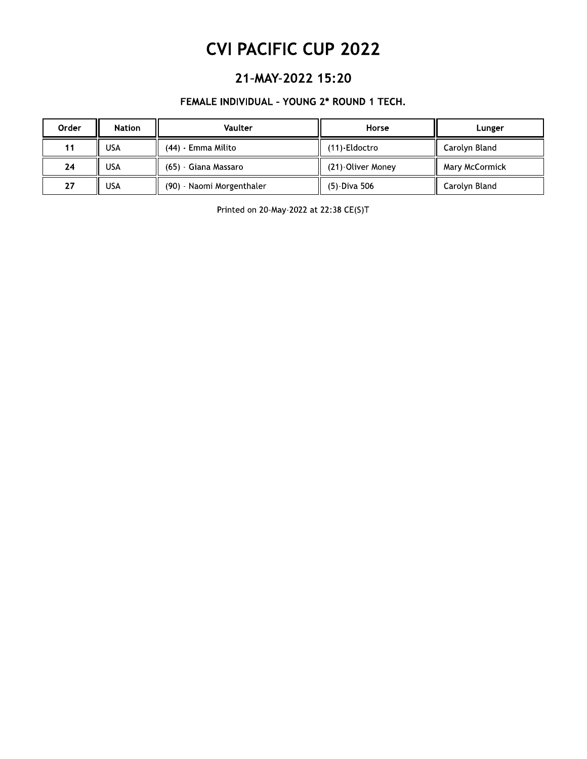# CVI PACIFIC CUP 2022

## 21-MAY-2022 15:20

### FEMALE INDIVIDUAL - YOUNG 2* ROUND 1 TECH.

| Order | Nation | Vaulter | Horse | Lunger |
|---|---|---|---|---|
| 11 | USA | (44) - Emma Milito | (11)-Eldoctro | Carolyn Bland |
| 24 | USA | (65) - Giana Massaro | (21)-Oliver Money | Mary McCormick |
| 27 | USA | (90) - Naomi Morgenthaler | (5)-Diva 506 | Carolyn Bland |

Printed on 20-May-2022 at 22:38 CE(S)T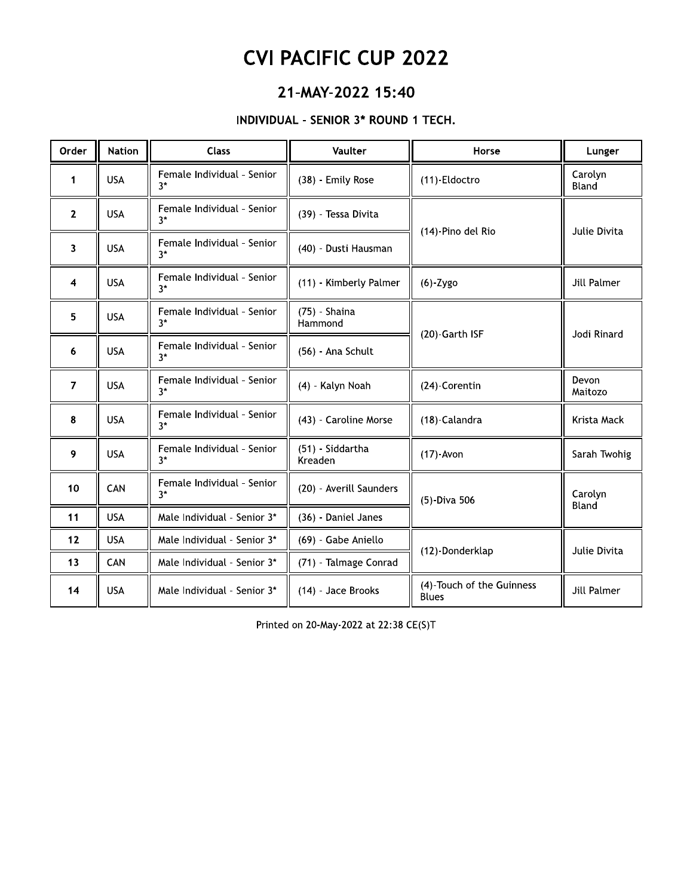# CVI PACIFIC CUP 2022

## 21-MAY-2022 15:40

### INDIVIDUAL - SENIOR 3* ROUND 1 TECH.

| Order | Nation | Class | Vaulter | Horse | Lunger |
|---|---|---|---|---|---|
| 1 | USA | Female Individual - Senior 3* | (38) - Emily Rose | (11)-Eldoctro | Carolyn Bland |
| 2 | USA | Female Individual - Senior 3* | (39) - Tessa Divita | (14)-Pino del Rio | Julie Divita |
| 3 | USA | Female Individual - Senior 3* | (40) - Dusti Hausman | | |
| 4 | USA | Female Individual - Senior 3* | (11) - Kimberly Palmer | (6)-Zygo | Jill Palmer |
| 5 | USA | Female Individual - Senior 3* | (75) - Shaina Hammond | (20)-Garth ISF | Jodi Rinard |
| 6 | USA | Female Individual - Senior 3* | (56) - Ana Schult | | |
| 7 | USA | Female Individual - Senior 3* | (4) - Kalyn Noah | (24)-Corentin | Devon Maitozo |
| 8 | USA | Female Individual - Senior 3* | (43) - Caroline Morse | (18)-Calandra | Krista Mack |
| 9 | USA | Female Individual - Senior 3* | (51) - Siddartha Kreaden | (17)-Avon | Sarah Twohig |
| 10 | CAN | Female Individual - Senior 3* | (20) - Averill Saunders | (5)-Diva 506 | Carolyn Bland |
| 11 | USA | Male Individual - Senior 3* | (36) - Daniel Janes | | |
| 12 | USA | Male Individual - Senior 3* | (69) - Gabe Aniello | (12)-Donderklap | Julie Divita |
| 13 | CAN | Male Individual - Senior 3* | (71) - Talmage Conrad | | |
| 14 | USA | Male Individual - Senior 3* | (14) - Jace Brooks | (4)-Touch of the Guinness Blues | Jill Palmer |

Printed on 20-May-2022 at 22:38 CE(S)T